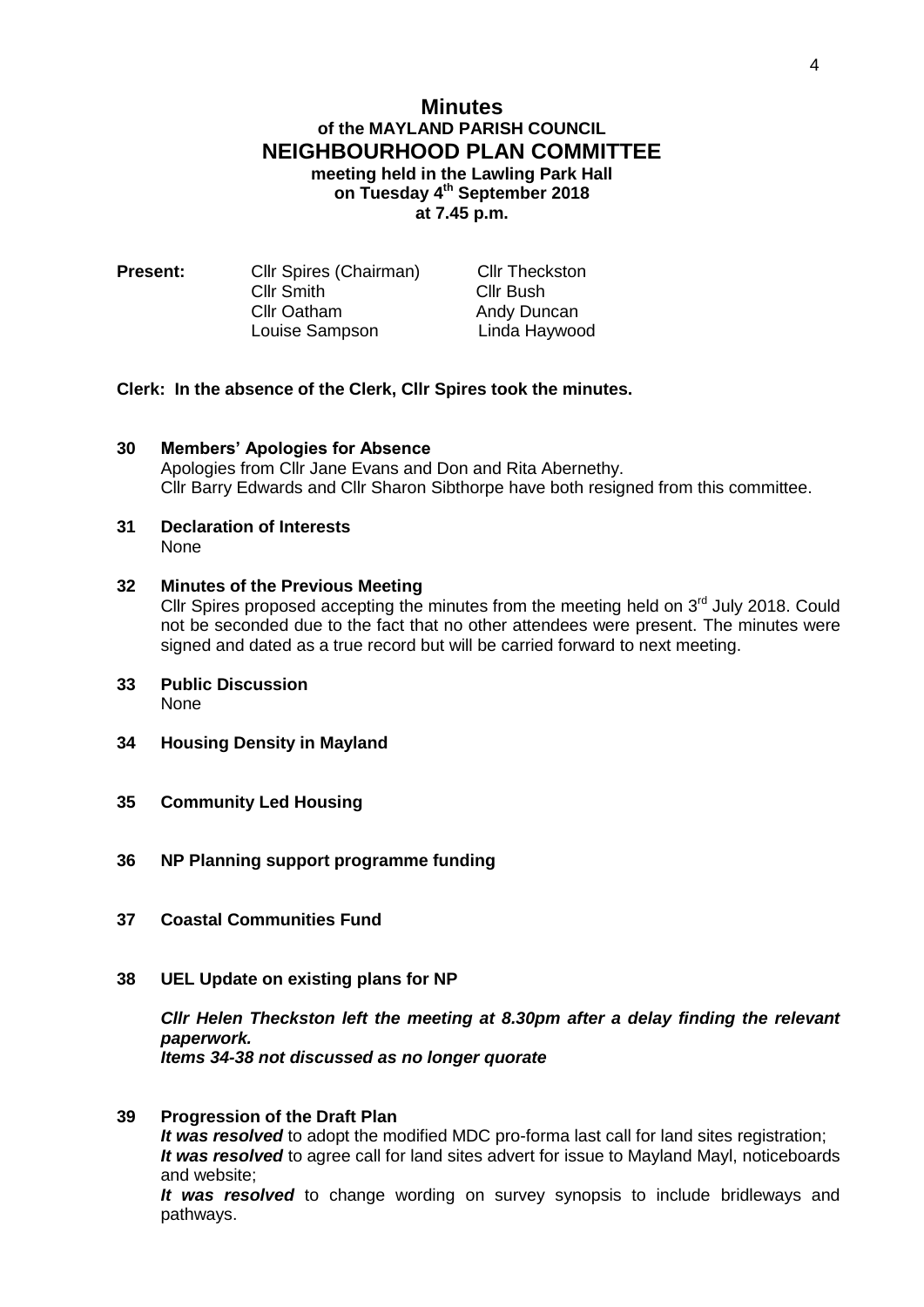# Minutes

## of the MAYLAND PARISH COUNCIL

## NEIGHBOURHOOD PLAN COMMITTEE

**meeting held in the Lawling Park Hall**
**on Tuesday 4th September 2018**
**at 7.45 p.m.**

**Present:**

| | |
|---|---|
| Cllr Spires (Chairman) | Cllr Theckston |
| Cllr Smith | Cllr Bush |
| Cllr Oatham | Andy Duncan |
| Louise Sampson | Linda Haywood |

**Clerk: In the absence of the Clerk, Cllr Spires took the minutes.**

**30 Members' Apologies for Absence**

Apologies from Cllr Jane Evans and Don and Rita Abernethy.
Cllr Barry Edwards and Cllr Sharon Sibthorpe have both resigned from this committee.

**31 Declaration of Interests**

None

**32 Minutes of the Previous Meeting**

Cllr Spires proposed accepting the minutes from the meeting held on 3rd July 2018. Could not be seconded due to the fact that no other attendees were present. The minutes were signed and dated as a true record but will be carried forward to next meeting.

**33 Public Discussion**

None

**34 Housing Density in Mayland**

**35 Community Led Housing**

**36 NP Planning support programme funding**

**37 Coastal Communities Fund**

**38 UEL Update on existing plans for NP**

***Cllr Helen Theckston left the meeting at 8.30pm after a delay finding the relevant paperwork.***
***Items 34-38 not discussed as no longer quorate***

**39 Progression of the Draft Plan**

***It was resolved*** to adopt the modified MDC pro-forma last call for land sites registration;
***It was resolved*** to agree call for land sites advert for issue to Mayland Mayl, noticeboards and website;
***It was resolved*** to change wording on survey synopsis to include bridleways and pathways.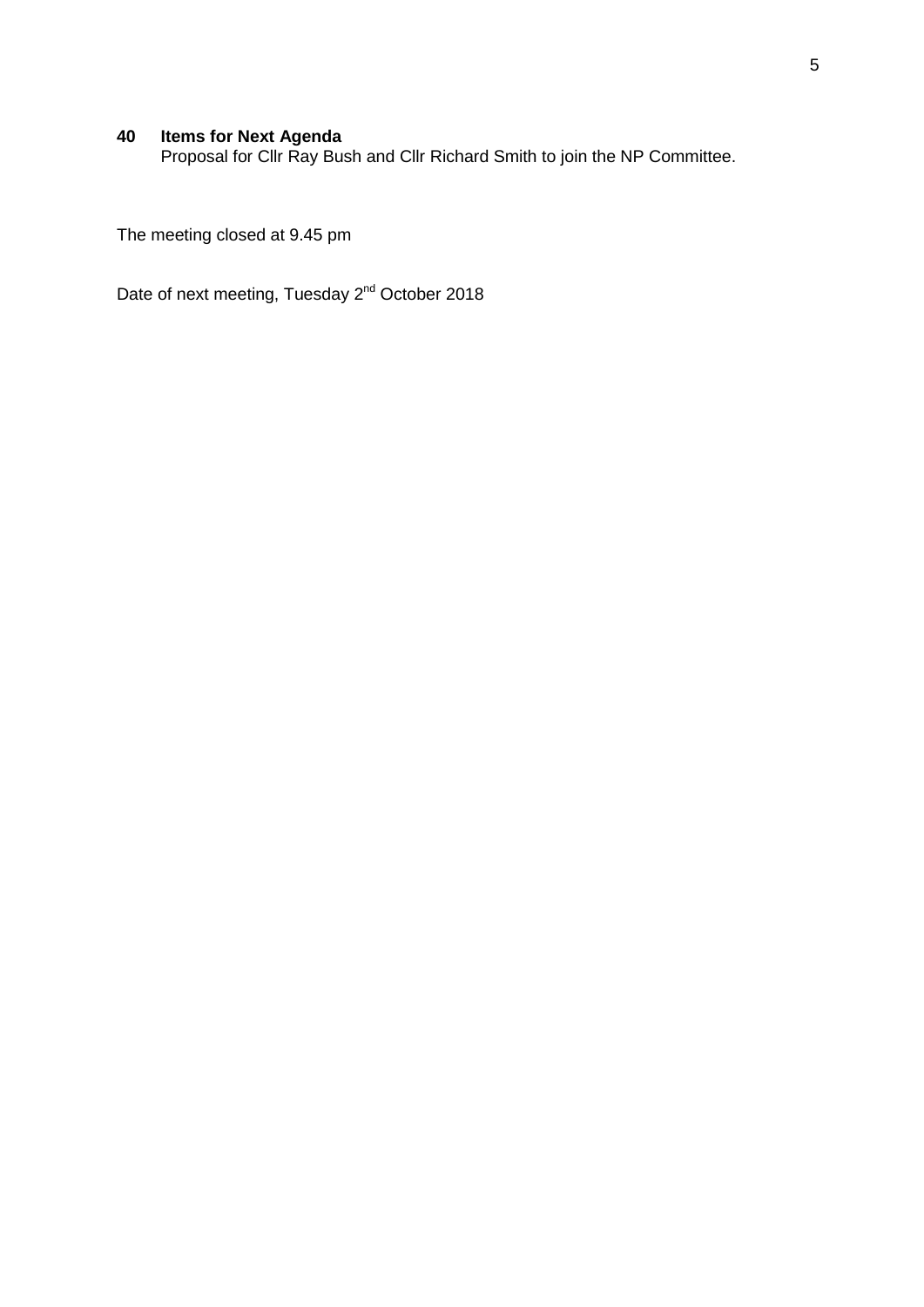**40 Items for Next Agenda**

Proposal for Cllr Ray Bush and Cllr Richard Smith to join the NP Committee.

The meeting closed at 9.45 pm

Date of next meeting, Tuesday 2nd October 2018